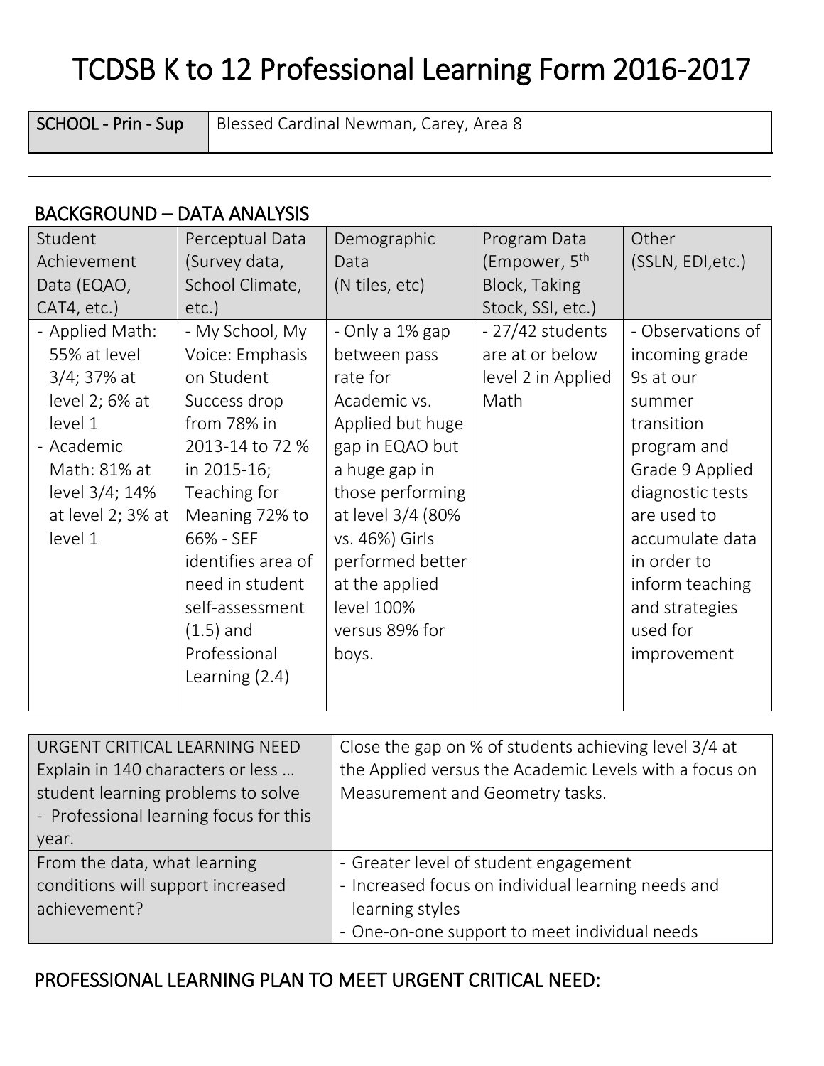# TCDSB K to 12 Professional Learning Form 2016-2017

| SCHOOL - Prin - Sup | Blessed Cardinal Newman, Carey, Area 8 |
|---|---|

## BACKGROUND – DATA ANALYSIS

| Student Achievement Data (EQAO, CAT4, etc.) | Perceptual Data (Survey data, School Climate, etc.) | Demographic Data (N tiles, etc) | Program Data (Empower, 5th Block, Taking Stock, SSI, etc.) | Other (SSLN, EDI,etc.) |
|---|---|---|---|---|
| - Applied Math: 55% at level 3/4; 37% at level 2; 6% at level 1<br>- Academic Math: 81% at level 3/4; 14% at level 2; 3% at level 1 | - My School, My Voice: Emphasis on Student Success drop from 78% in 2013-14 to 72 % in 2015-16; Teaching for Meaning 72% to 66% - SEF identifies area of need in student self-assessment (1.5) and Professional Learning (2.4) | - Only a 1% gap between pass rate for Academic vs. Applied but huge gap in EQAO but a huge gap in those performing at level 3/4 (80% vs. 46%) Girls performed better at the applied level 100% versus 89% for boys. | - 27/42 students are at or below level 2 in Applied Math | - Observations of incoming grade 9s at our summer transition program and Grade 9 Applied diagnostic tests are used to accumulate data in order to inform teaching and strategies used for improvement |

| URGENT CRITICAL LEARNING NEED<br>Explain in 140 characters or less … student learning problems to solve<br>- Professional learning focus for this year. | Close the gap on % of students achieving level 3/4 at the Applied versus the Academic Levels with a focus on Measurement and Geometry tasks. |
|---|---|
| From the data, what learning conditions will support increased achievement? | - Greater level of student engagement<br>- Increased focus on individual learning needs and learning styles<br>- One-on-one support to meet individual needs |

## PROFESSIONAL LEARNING PLAN TO MEET URGENT CRITICAL NEED: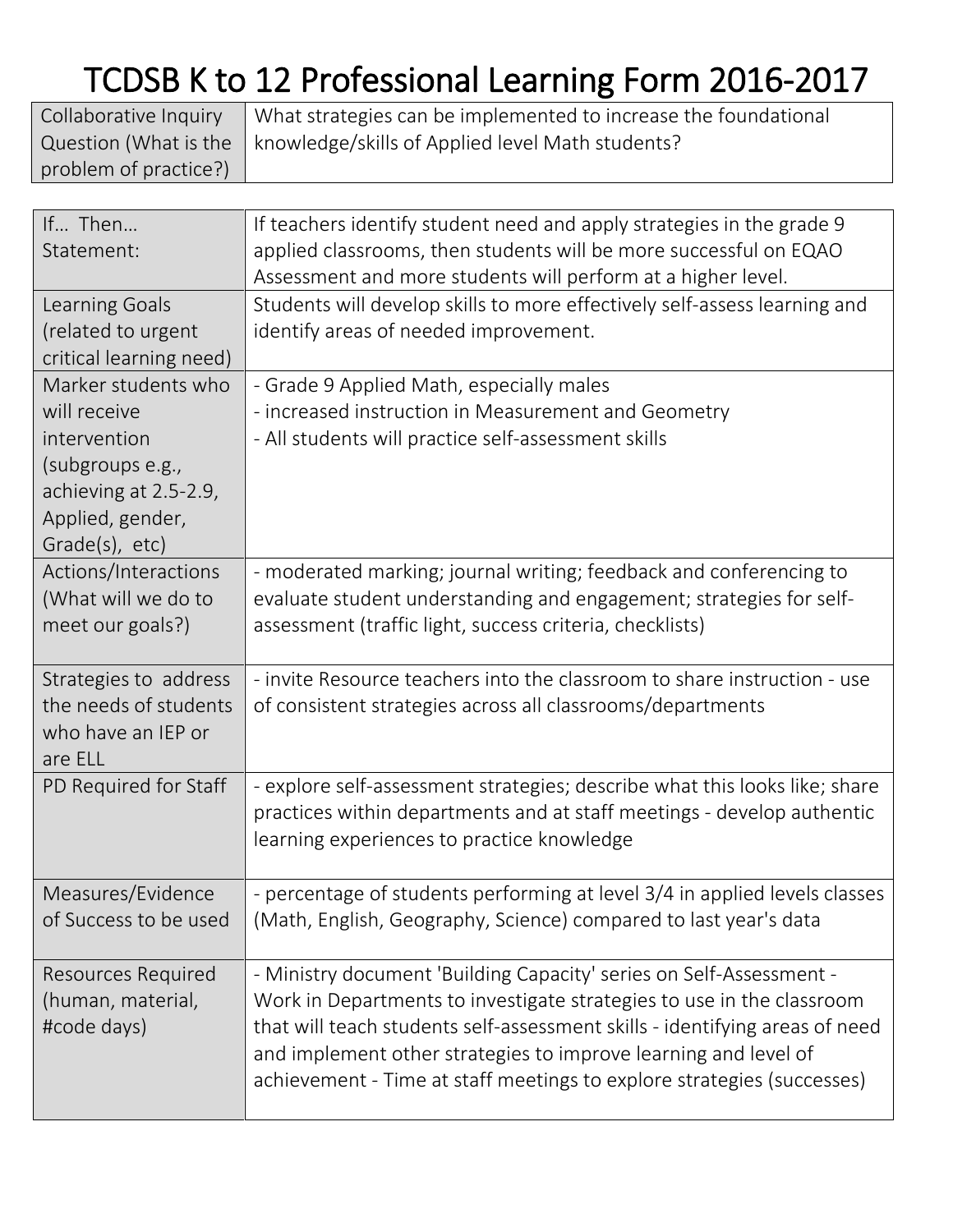# TCDSB K to 12 Professional Learning Form 2016-2017

| | |
|---|---|
| Collaborative Inquiry Question (What is the problem of practice?) | What strategies can be implemented to increase the foundational knowledge/skills of Applied level Math students? |

| | |
|---|---|
| If… Then… Statement: | If teachers identify student need and apply strategies in the grade 9 applied classrooms, then students will be more successful on EQAO Assessment and more students will perform at a higher level. |
| Learning Goals (related to urgent critical learning need) | Students will develop skills to more effectively self-assess learning and identify areas of needed improvement. |
| Marker students who will receive intervention (subgroups e.g., achieving at 2.5-2.9, Applied, gender, Grade(s), etc) | - Grade 9 Applied Math, especially males<br>- increased instruction in Measurement and Geometry<br>- All students will practice self-assessment skills |
| Actions/Interactions (What will we do to meet our goals?) | - moderated marking; journal writing; feedback and conferencing to evaluate student understanding and engagement; strategies for self-assessment (traffic light, success criteria, checklists) |
| Strategies to address the needs of students who have an IEP or are ELL | - invite Resource teachers into the classroom to share instruction - use of consistent strategies across all classrooms/departments |
| PD Required for Staff | - explore self-assessment strategies; describe what this looks like; share practices within departments and at staff meetings - develop authentic learning experiences to practice knowledge |
| Measures/Evidence of Success to be used | - percentage of students performing at level 3/4 in applied levels classes (Math, English, Geography, Science) compared to last year's data |
| Resources Required (human, material, #code days) | - Ministry document 'Building Capacity' series on Self-Assessment - Work in Departments to investigate strategies to use in the classroom that will teach students self-assessment skills - identifying areas of need and implement other strategies to improve learning and level of achievement - Time at staff meetings to explore strategies (successes) |